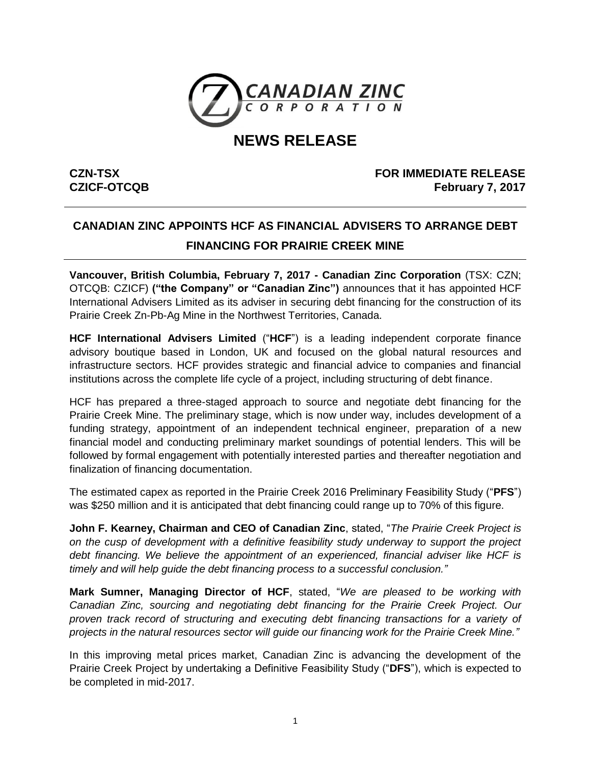# NEWS RELEASE

**CZN-TSX** **FOR IMMEDIATE RELEASE**
**CZICF-OTCQB** **February 7, 2017**

## CANADIAN ZINC APPOINTS HCF AS FINANCIAL ADVISERS TO ARRANGE DEBT FINANCING FOR PRAIRIE CREEK MINE

**Vancouver, British Columbia, February 7, 2017 - Canadian Zinc Corporation** (TSX: CZN; OTCQB: CZICF) **("the Company" or "Canadian Zinc")** announces that it has appointed HCF International Advisers Limited as its adviser in securing debt financing for the construction of its Prairie Creek Zn-Pb-Ag Mine in the Northwest Territories, Canada.

**HCF International Advisers Limited** ("**HCF**") is a leading independent corporate finance advisory boutique based in London, UK and focused on the global natural resources and infrastructure sectors. HCF provides strategic and financial advice to companies and financial institutions across the complete life cycle of a project, including structuring of debt finance.

HCF has prepared a three-staged approach to source and negotiate debt financing for the Prairie Creek Mine. The preliminary stage, which is now under way, includes development of a funding strategy, appointment of an independent technical engineer, preparation of a new financial model and conducting preliminary market soundings of potential lenders. This will be followed by formal engagement with potentially interested parties and thereafter negotiation and finalization of financing documentation.

The estimated capex as reported in the Prairie Creek 2016 Preliminary Feasibility Study ("**PFS**") was $250 million and it is anticipated that debt financing could range up to 70% of this figure.

**John F. Kearney, Chairman and CEO of Canadian Zinc**, stated, "*The Prairie Creek Project is on the cusp of development with a definitive feasibility study underway to support the project debt financing. We believe the appointment of an experienced, financial adviser like HCF is timely and will help guide the debt financing process to a successful conclusion.*"

**Mark Sumner, Managing Director of HCF**, stated, "*We are pleased to be working with Canadian Zinc, sourcing and negotiating debt financing for the Prairie Creek Project. Our proven track record of structuring and executing debt financing transactions for a variety of projects in the natural resources sector will guide our financing work for the Prairie Creek Mine.*"

In this improving metal prices market, Canadian Zinc is advancing the development of the Prairie Creek Project by undertaking a Definitive Feasibility Study ("**DFS**"), which is expected to be completed in mid-2017.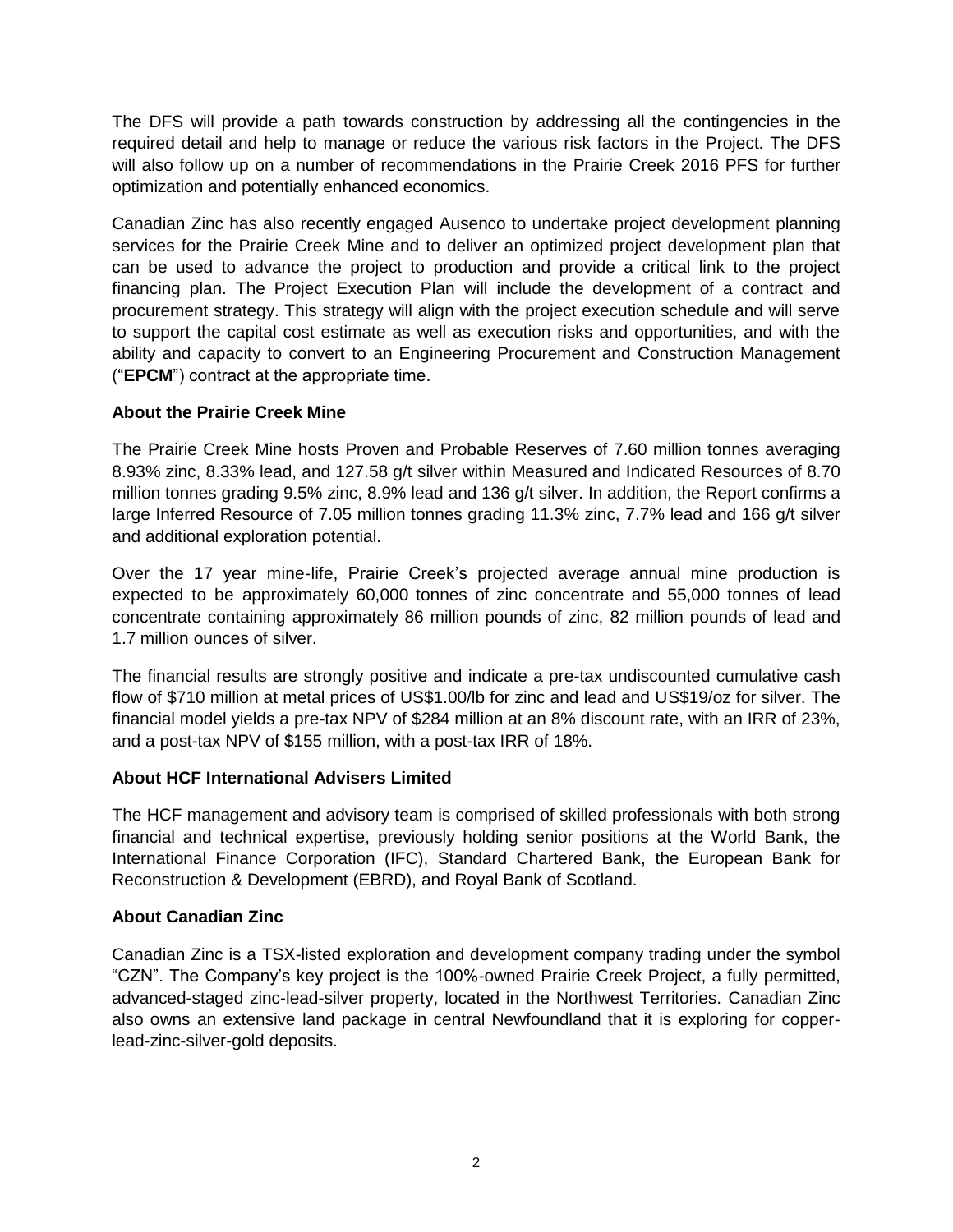The DFS will provide a path towards construction by addressing all the contingencies in the required detail and help to manage or reduce the various risk factors in the Project. The DFS will also follow up on a number of recommendations in the Prairie Creek 2016 PFS for further optimization and potentially enhanced economics.

Canadian Zinc has also recently engaged Ausenco to undertake project development planning services for the Prairie Creek Mine and to deliver an optimized project development plan that can be used to advance the project to production and provide a critical link to the project financing plan. The Project Execution Plan will include the development of a contract and procurement strategy. This strategy will align with the project execution schedule and will serve to support the capital cost estimate as well as execution risks and opportunities, and with the ability and capacity to convert to an Engineering Procurement and Construction Management ("**EPCM**") contract at the appropriate time.

**About the Prairie Creek Mine**

The Prairie Creek Mine hosts Proven and Probable Reserves of 7.60 million tonnes averaging 8.93% zinc, 8.33% lead, and 127.58 g/t silver within Measured and Indicated Resources of 8.70 million tonnes grading 9.5% zinc, 8.9% lead and 136 g/t silver. In addition, the Report confirms a large Inferred Resource of 7.05 million tonnes grading 11.3% zinc, 7.7% lead and 166 g/t silver and additional exploration potential.

Over the 17 year mine-life, Prairie Creek's projected average annual mine production is expected to be approximately 60,000 tonnes of zinc concentrate and 55,000 tonnes of lead concentrate containing approximately 86 million pounds of zinc, 82 million pounds of lead and 1.7 million ounces of silver.

The financial results are strongly positive and indicate a pre-tax undiscounted cumulative cash flow of $710 million at metal prices of US$1.00/lb for zinc and lead and US$19/oz for silver. The financial model yields a pre-tax NPV of $284 million at an 8% discount rate, with an IRR of 23%, and a post-tax NPV of $155 million, with a post-tax IRR of 18%.

**About HCF International Advisers Limited**

The HCF management and advisory team is comprised of skilled professionals with both strong financial and technical expertise, previously holding senior positions at the World Bank, the International Finance Corporation (IFC), Standard Chartered Bank, the European Bank for Reconstruction & Development (EBRD), and Royal Bank of Scotland.

**About Canadian Zinc**

Canadian Zinc is a TSX-listed exploration and development company trading under the symbol "CZN". The Company's key project is the 100%-owned Prairie Creek Project, a fully permitted, advanced-staged zinc-lead-silver property, located in the Northwest Territories. Canadian Zinc also owns an extensive land package in central Newfoundland that it is exploring for copper-lead-zinc-silver-gold deposits.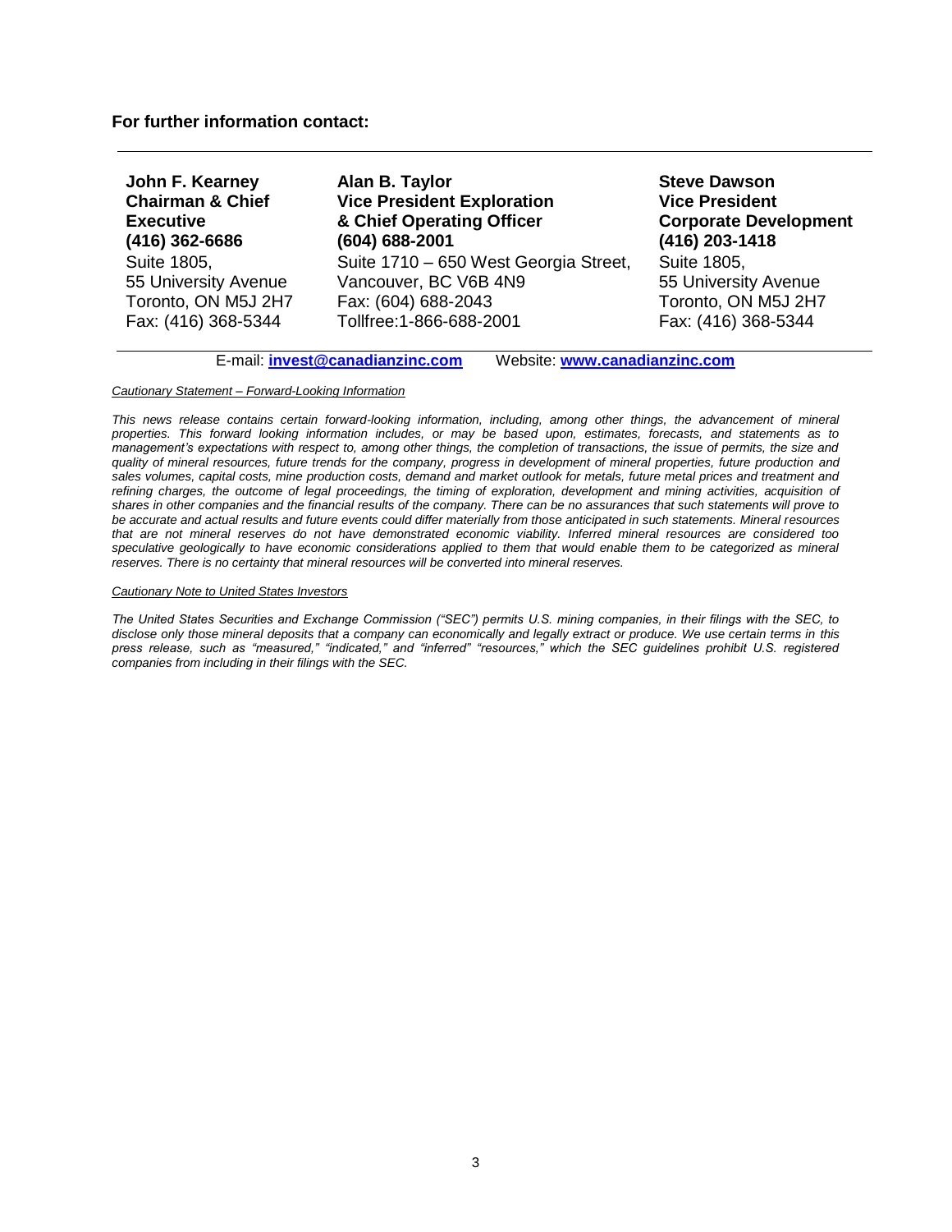**For further information contact:**

---

**John F. Kearney**
**Chairman & Chief Executive**
**(416) 362-6686**
Suite 1805,
55 University Avenue
Toronto, ON M5J 2H7
Fax: (416) 368-5344

**Alan B. Taylor**
**Vice President Exploration & Chief Operating Officer**
**(604) 688-2001**
Suite 1710 – 650 West Georgia Street,
Vancouver, BC V6B 4N9
Fax: (604) 688-2043
Tollfree:1-866-688-2001

**Steve Dawson**
**Vice President Corporate Development**
**(416) 203-1418**
Suite 1805,
55 University Avenue
Toronto, ON M5J 2H7
Fax: (416) 368-5344

---

E-mail: **invest@canadianzinc.com** Website: **www.canadianzinc.com**

*Cautionary Statement – Forward-Looking Information*

*This news release contains certain forward-looking information, including, among other things, the advancement of mineral properties. This forward looking information includes, or may be based upon, estimates, forecasts, and statements as to management's expectations with respect to, among other things, the completion of transactions, the issue of permits, the size and quality of mineral resources, future trends for the company, progress in development of mineral properties, future production and sales volumes, capital costs, mine production costs, demand and market outlook for metals, future metal prices and treatment and refining charges, the outcome of legal proceedings, the timing of exploration, development and mining activities, acquisition of shares in other companies and the financial results of the company. There can be no assurances that such statements will prove to be accurate and actual results and future events could differ materially from those anticipated in such statements. Mineral resources that are not mineral reserves do not have demonstrated economic viability. Inferred mineral resources are considered too speculative geologically to have economic considerations applied to them that would enable them to be categorized as mineral reserves. There is no certainty that mineral resources will be converted into mineral reserves.*

*Cautionary Note to United States Investors*

*The United States Securities and Exchange Commission ("SEC") permits U.S. mining companies, in their filings with the SEC, to disclose only those mineral deposits that a company can economically and legally extract or produce. We use certain terms in this press release, such as "measured," "indicated," and "inferred" "resources," which the SEC guidelines prohibit U.S. registered companies from including in their filings with the SEC.*